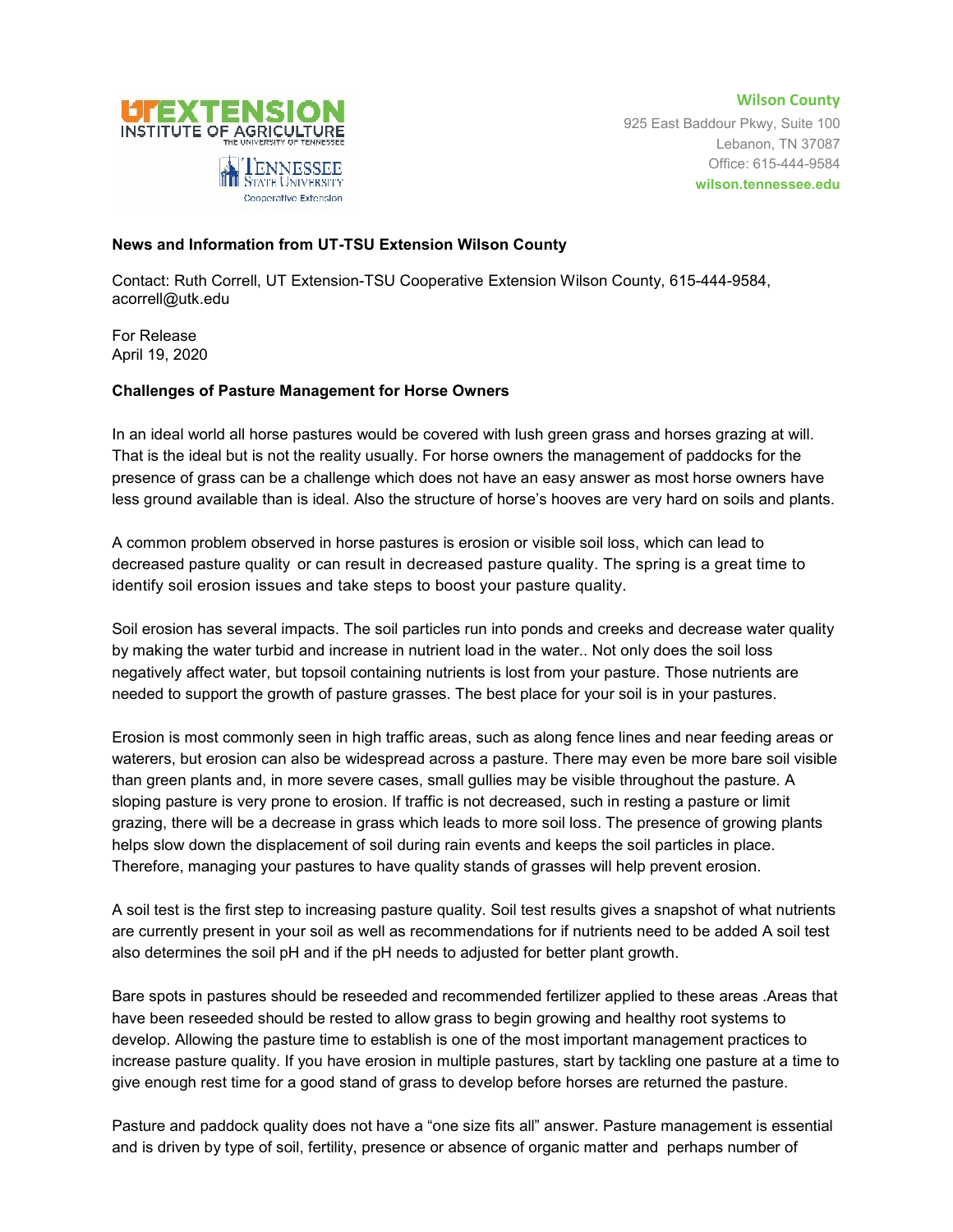**Wilson County**

925 East Baddour Pkwy, Suite 100
Lebanon, TN 37087
Office: 615-444-9584
**wilson.tennessee.edu**

**News and Information from UT-TSU Extension Wilson County**

Contact: Ruth Correll, UT Extension-TSU Cooperative Extension Wilson County, 615-444-9584, acorrell@utk.edu

For Release
April 19, 2020

**Challenges of Pasture Management for Horse Owners**

In an ideal world all horse pastures would be covered with lush green grass and horses grazing at will. That is the ideal but is not the reality usually. For horse owners the management of paddocks for the presence of grass can be a challenge which does not have an easy answer as most horse owners have less ground available than is ideal. Also the structure of horse's hooves are very hard on soils and plants.

A common problem observed in horse pastures is erosion or visible soil loss, which can lead to decreased pasture quality or can result in decreased pasture quality. The spring is a great time to identify soil erosion issues and take steps to boost your pasture quality.

Soil erosion has several impacts. The soil particles run into ponds and creeks and decrease water quality by making the water turbid and increase in nutrient load in the water.. Not only does the soil loss negatively affect water, but topsoil containing nutrients is lost from your pasture. Those nutrients are needed to support the growth of pasture grasses. The best place for your soil is in your pastures.

Erosion is most commonly seen in high traffic areas, such as along fence lines and near feeding areas or waterers, but erosion can also be widespread across a pasture. There may even be more bare soil visible than green plants and, in more severe cases, small gullies may be visible throughout the pasture. A sloping pasture is very prone to erosion. If traffic is not decreased, such in resting a pasture or limit grazing, there will be a decrease in grass which leads to more soil loss. The presence of growing plants helps slow down the displacement of soil during rain events and keeps the soil particles in place. Therefore, managing your pastures to have quality stands of grasses will help prevent erosion.

A soil test is the first step to increasing pasture quality. Soil test results gives a snapshot of what nutrients are currently present in your soil as well as recommendations for if nutrients need to be added A soil test also determines the soil pH and if the pH needs to adjusted for better plant growth.

Bare spots in pastures should be reseeded and recommended fertilizer applied to these areas .Areas that have been reseeded should be rested to allow grass to begin growing and healthy root systems to develop. Allowing the pasture time to establish is one of the most important management practices to increase pasture quality. If you have erosion in multiple pastures, start by tackling one pasture at a time to give enough rest time for a good stand of grass to develop before horses are returned the pasture.

Pasture and paddock quality does not have a "one size fits all" answer. Pasture management is essential and is driven by type of soil, fertility, presence or absence of organic matter and perhaps number of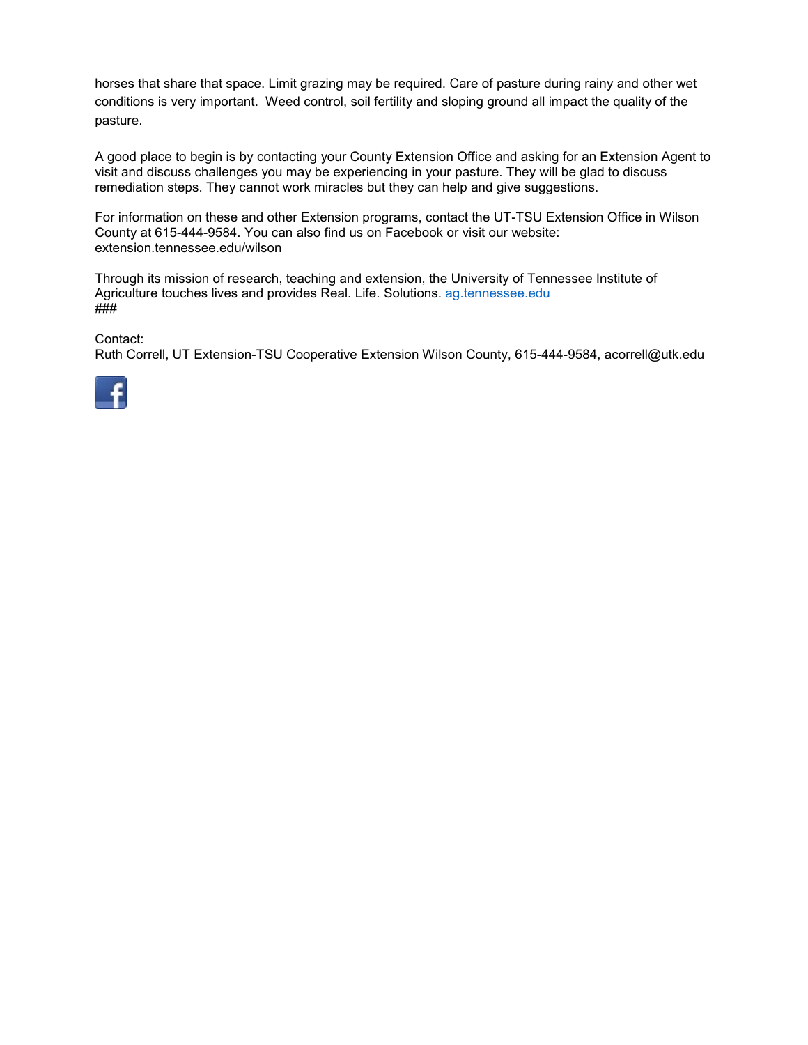horses that share that space. Limit grazing may be required. Care of pasture during rainy and other wet conditions is very important. Weed control, soil fertility and sloping ground all impact the quality of the pasture.

A good place to begin is by contacting your County Extension Office and asking for an Extension Agent to visit and discuss challenges you may be experiencing in your pasture. They will be glad to discuss remediation steps. They cannot work miracles but they can help and give suggestions.

For information on these and other Extension programs, contact the UT-TSU Extension Office in Wilson County at 615-444-9584. You can also find us on Facebook or visit our website: extension.tennessee.edu/wilson

Through its mission of research, teaching and extension, the University of Tennessee Institute of Agriculture touches lives and provides Real. Life. Solutions. ag.tennessee.edu
###

Contact:
Ruth Correll, UT Extension-TSU Cooperative Extension Wilson County, 615-444-9584, acorrell@utk.edu